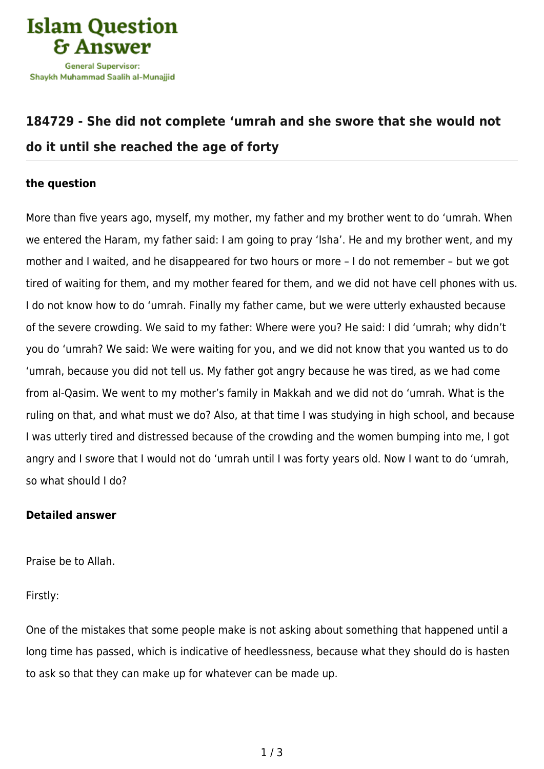# 184729 - She did not complete 'umrah and she swore that she would not do it until she reached the age of forty

### the question

More than five years ago, myself, my mother, my father and my brother went to do 'umrah. When we entered the Haram, my father said: I am going to pray 'Isha'. He and my brother went, and my mother and I waited, and he disappeared for two hours or more – I do not remember – but we got tired of waiting for them, and my mother feared for them, and we did not have cell phones with us. I do not know how to do 'umrah. Finally my father came, but we were utterly exhausted because of the severe crowding. We said to my father: Where were you? He said: I did 'umrah; why didn't you do 'umrah? We said: We were waiting for you, and we did not know that you wanted us to do 'umrah, because you did not tell us. My father got angry because he was tired, as we had come from al-Qasim. We went to my mother's family in Makkah and we did not do 'umrah. What is the ruling on that, and what must we do? Also, at that time I was studying in high school, and because I was utterly tired and distressed because of the crowding and the women bumping into me, I got angry and I swore that I would not do 'umrah until I was forty years old. Now I want to do 'umrah, so what should I do?

### Detailed answer

Praise be to Allah.

Firstly:

One of the mistakes that some people make is not asking about something that happened until a long time has passed, which is indicative of heedlessness, because what they should do is hasten to ask so that they can make up for whatever can be made up.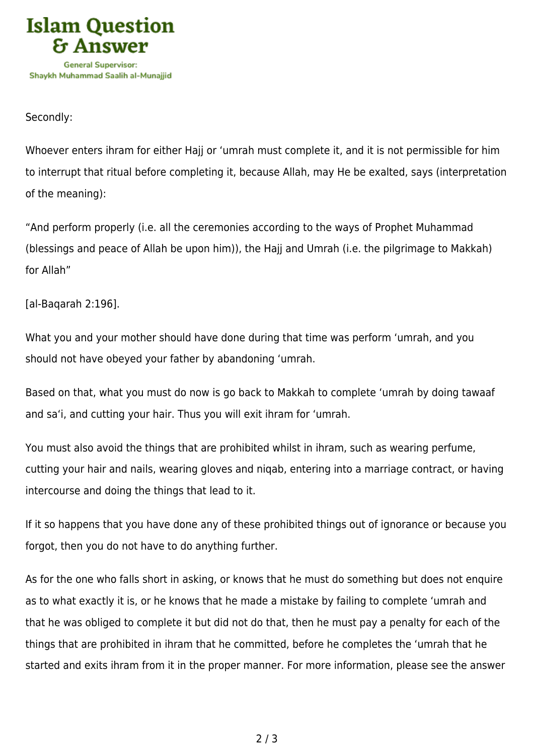Secondly:

Whoever enters ihram for either Hajj or ‘umrah must complete it, and it is not permissible for him to interrupt that ritual before completing it, because Allah, may He be exalted, says (interpretation of the meaning):

“And perform properly (i.e. all the ceremonies according to the ways of Prophet Muhammad (blessings and peace of Allah be upon him)), the Hajj and Umrah (i.e. the pilgrimage to Makkah) for Allah”

[al-Baqarah 2:196].

What you and your mother should have done during that time was perform ‘umrah, and you should not have obeyed your father by abandoning ‘umrah.

Based on that, what you must do now is go back to Makkah to complete ‘umrah by doing tawaaf and sa‘i, and cutting your hair. Thus you will exit ihram for ‘umrah.

You must also avoid the things that are prohibited whilst in ihram, such as wearing perfume, cutting your hair and nails, wearing gloves and niqab, entering into a marriage contract, or having intercourse and doing the things that lead to it.

If it so happens that you have done any of these prohibited things out of ignorance or because you forgot, then you do not have to do anything further.

As for the one who falls short in asking, or knows that he must do something but does not enquire as to what exactly it is, or he knows that he made a mistake by failing to complete ‘umrah and that he was obliged to complete it but did not do that, then he must pay a penalty for each of the things that are prohibited in ihram that he committed, before he completes the ‘umrah that he started and exits ihram from it in the proper manner. For more information, please see the answer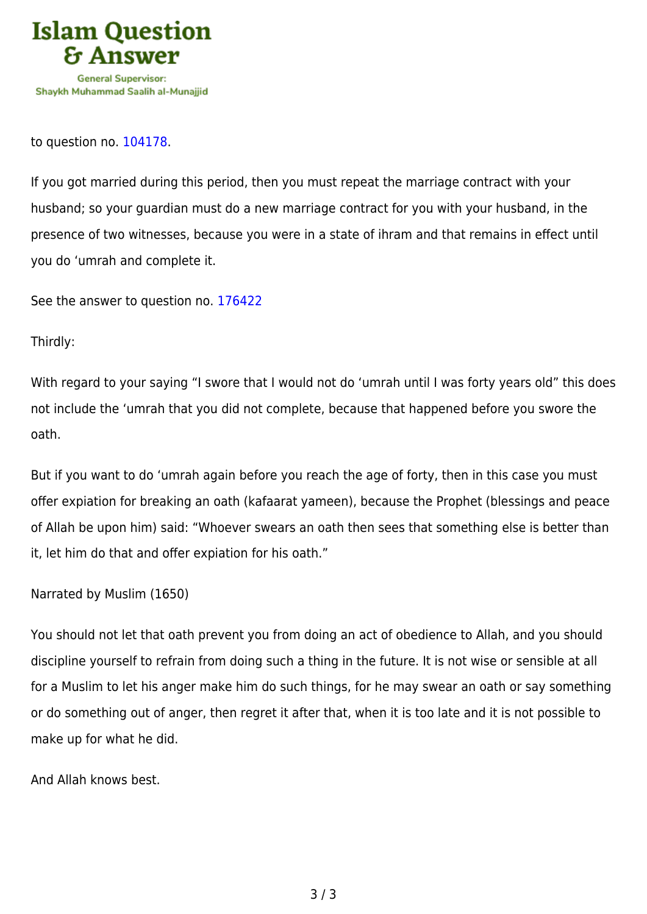to question no. 104178.

If you got married during this period, then you must repeat the marriage contract with your husband; so your guardian must do a new marriage contract for you with your husband, in the presence of two witnesses, because you were in a state of ihram and that remains in effect until you do ‘umrah and complete it.

See the answer to question no. 176422

Thirdly:

With regard to your saying “I swore that I would not do ‘umrah until I was forty years old” this does not include the ‘umrah that you did not complete, because that happened before you swore the oath.

But if you want to do ‘umrah again before you reach the age of forty, then in this case you must offer expiation for breaking an oath (kafaarat yameen), because the Prophet (blessings and peace of Allah be upon him) said: “Whoever swears an oath then sees that something else is better than it, let him do that and offer expiation for his oath.”

Narrated by Muslim (1650)

You should not let that oath prevent you from doing an act of obedience to Allah, and you should discipline yourself to refrain from doing such a thing in the future. It is not wise or sensible at all for a Muslim to let his anger make him do such things, for he may swear an oath or say something or do something out of anger, then regret it after that, when it is too late and it is not possible to make up for what he did.

And Allah knows best.